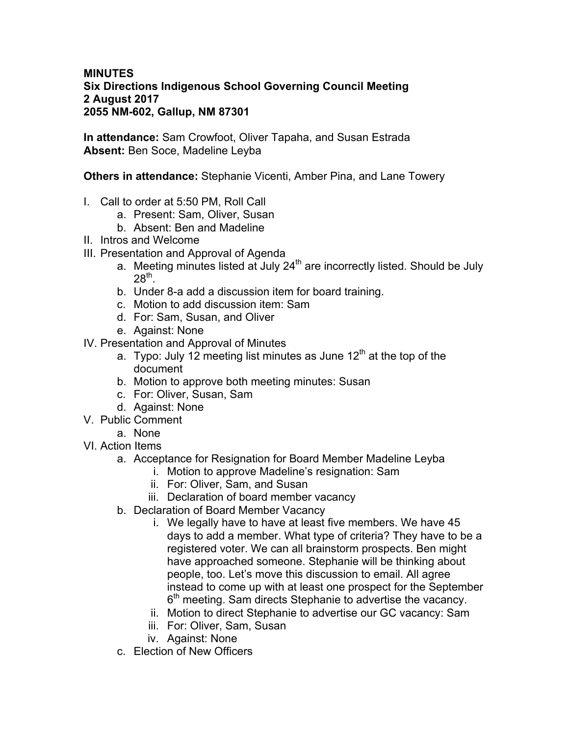**MINUTES**
**Six Directions Indigenous School Governing Council Meeting**
**2 August 2017**
**2055 NM-602, Gallup, NM 87301**

**In attendance:** Sam Crowfoot, Oliver Tapaha, and Susan Estrada
**Absent:** Ben Soce, Madeline Leyba

**Others in attendance:** Stephanie Vicenti, Amber Pina, and Lane Towery

I. Call to order at 5:50 PM, Roll Call
   a. Present: Sam, Oliver, Susan
   b. Absent: Ben and Madeline
II. Intros and Welcome
III. Presentation and Approval of Agenda
   a. Meeting minutes listed at July 24th are incorrectly listed. Should be July 28th.
   b. Under 8-a add a discussion item for board training.
   c. Motion to add discussion item: Sam
   d. For: Sam, Susan, and Oliver
   e. Against: None
IV. Presentation and Approval of Minutes
   a. Typo: July 12 meeting list minutes as June 12th at the top of the document
   b. Motion to approve both meeting minutes: Susan
   c. For: Oliver, Susan, Sam
   d. Against: None
V. Public Comment
   a. None
VI. Action Items
   a. Acceptance for Resignation for Board Member Madeline Leyba
      i. Motion to approve Madeline's resignation: Sam
      ii. For: Oliver, Sam, and Susan
      iii. Declaration of board member vacancy
   b. Declaration of Board Member Vacancy
      i. We legally have to have at least five members. We have 45 days to add a member. What type of criteria? They have to be a registered voter. We can all brainstorm prospects. Ben might have approached someone. Stephanie will be thinking about people, too. Let's move this discussion to email. All agree instead to come up with at least one prospect for the September 6th meeting. Sam directs Stephanie to advertise the vacancy.
      ii. Motion to direct Stephanie to advertise our GC vacancy: Sam
      iii. For: Oliver, Sam, Susan
      iv. Against: None
   c. Election of New Officers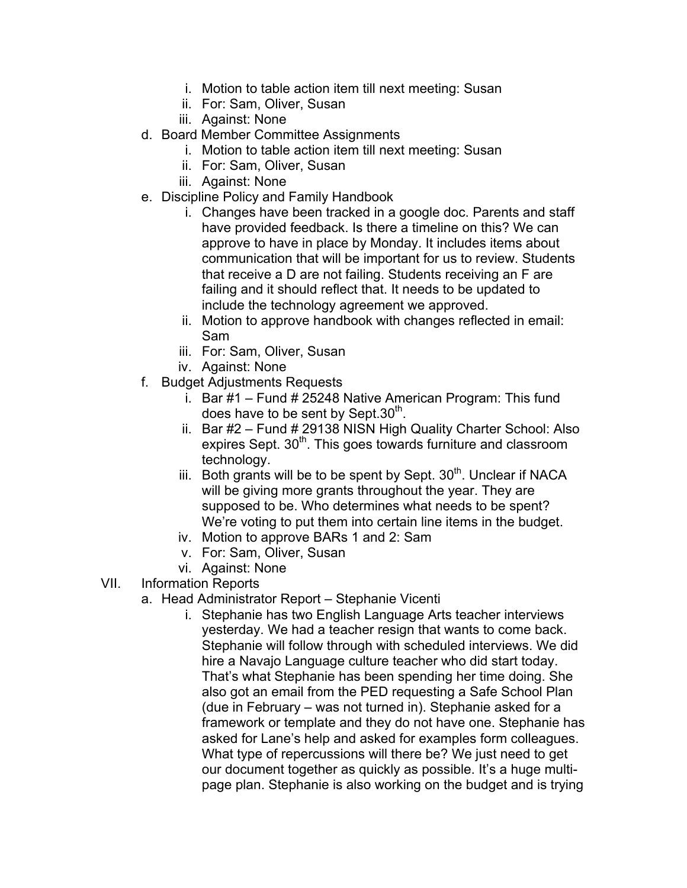- i. Motion to table action item till next meeting: Susan
   - ii. For: Sam, Oliver, Susan
   - iii. Against: None
- d. Board Member Committee Assignments
   - i. Motion to table action item till next meeting: Susan
   - ii. For: Sam, Oliver, Susan
   - iii. Against: None
- e. Discipline Policy and Family Handbook
   - i. Changes have been tracked in a google doc. Parents and staff have provided feedback. Is there a timeline on this? We can approve to have in place by Monday. It includes items about communication that will be important for us to review. Students that receive a D are not failing. Students receiving an F are failing and it should reflect that. It needs to be updated to include the technology agreement we approved.
   - ii. Motion to approve handbook with changes reflected in email: Sam
   - iii. For: Sam, Oliver, Susan
   - iv. Against: None
- f. Budget Adjustments Requests
   - i. Bar #1 – Fund # 25248 Native American Program: This fund does have to be sent by Sept.30th.
   - ii. Bar #2 – Fund # 29138 NISN High Quality Charter School: Also expires Sept. 30th. This goes towards furniture and classroom technology.
   - iii. Both grants will be to be spent by Sept. 30th. Unclear if NACA will be giving more grants throughout the year. They are supposed to be. Who determines what needs to be spent? We're voting to put them into certain line items in the budget.
   - iv. Motion to approve BARs 1 and 2: Sam
   - v. For: Sam, Oliver, Susan
   - vi. Against: None

VII. Information Reports

- a. Head Administrator Report – Stephanie Vicenti
   - i. Stephanie has two English Language Arts teacher interviews yesterday. We had a teacher resign that wants to come back. Stephanie will follow through with scheduled interviews. We did hire a Navajo Language culture teacher who did start today. That's what Stephanie has been spending her time doing. She also got an email from the PED requesting a Safe School Plan (due in February – was not turned in). Stephanie asked for a framework or template and they do not have one. Stephanie has asked for Lane's help and asked for examples form colleagues. What type of repercussions will there be? We just need to get our document together as quickly as possible. It's a huge multi-page plan. Stephanie is also working on the budget and is trying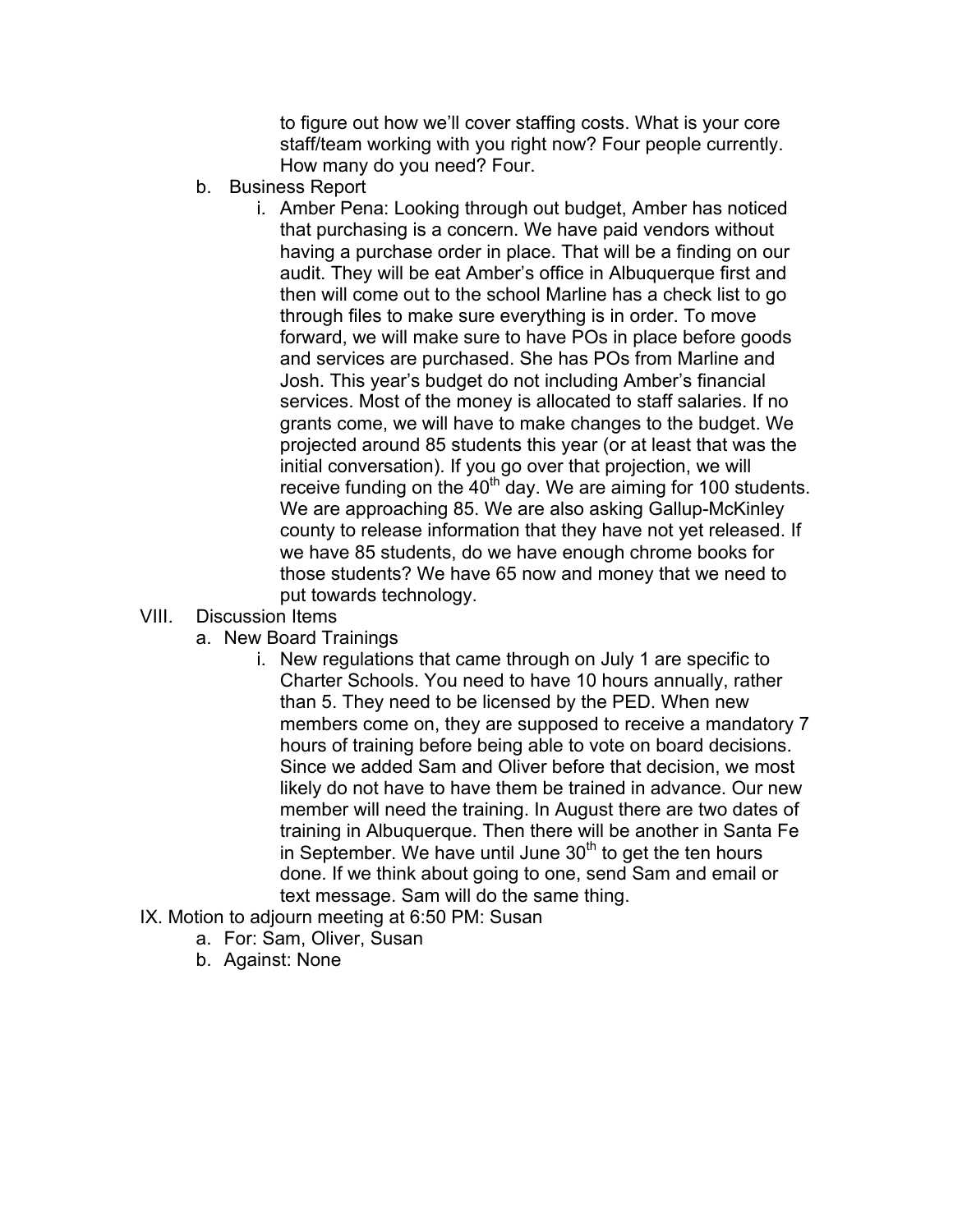to figure out how we'll cover staffing costs. What is your core staff/team working with you right now? Four people currently. How many do you need? Four.

b. Business Report

   i. Amber Pena: Looking through out budget, Amber has noticed that purchasing is a concern. We have paid vendors without having a purchase order in place. That will be a finding on our audit. They will be eat Amber's office in Albuquerque first and then will come out to the school Marline has a check list to go through files to make sure everything is in order. To move forward, we will make sure to have POs in place before goods and services are purchased. She has POs from Marline and Josh. This year's budget do not including Amber's financial services. Most of the money is allocated to staff salaries. If no grants come, we will have to make changes to the budget. We projected around 85 students this year (or at least that was the initial conversation). If you go over that projection, we will receive funding on the 40th day. We are aiming for 100 students. We are approaching 85. We are also asking Gallup-McKinley county to release information that they have not yet released. If we have 85 students, do we have enough chrome books for those students? We have 65 now and money that we need to put towards technology.

VIII. Discussion Items

a. New Board Trainings

   i. New regulations that came through on July 1 are specific to Charter Schools. You need to have 10 hours annually, rather than 5. They need to be licensed by the PED. When new members come on, they are supposed to receive a mandatory 7 hours of training before being able to vote on board decisions. Since we added Sam and Oliver before that decision, we most likely do not have to have them be trained in advance. Our new member will need the training. In August there are two dates of training in Albuquerque. Then there will be another in Santa Fe in September. We have until June 30th to get the ten hours done. If we think about going to one, send Sam and email or text message. Sam will do the same thing.

IX. Motion to adjourn meeting at 6:50 PM: Susan

a. For: Sam, Oliver, Susan

b. Against: None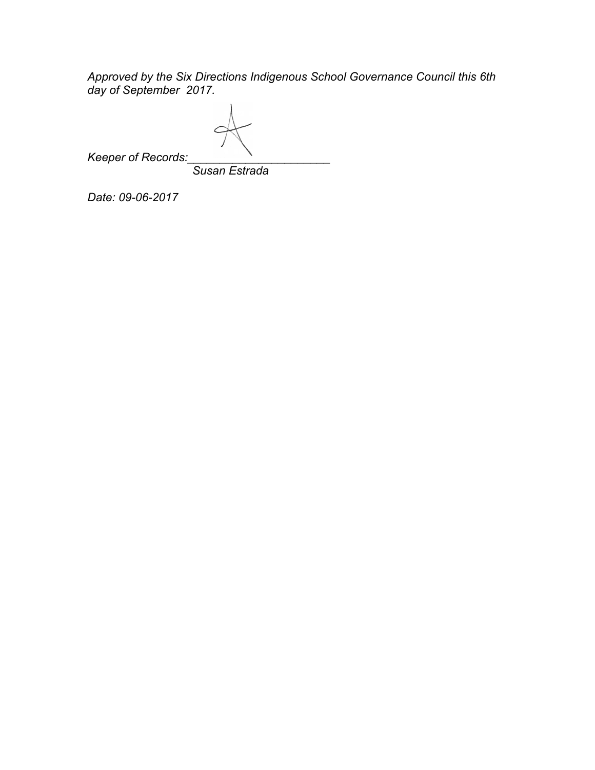*Approved by the Six Directions Indigenous School Governance Council this 6th day of September 2017.*

*Keeper of Records:______________________*
*Susan Estrada*

*Date: 09-06-2017*